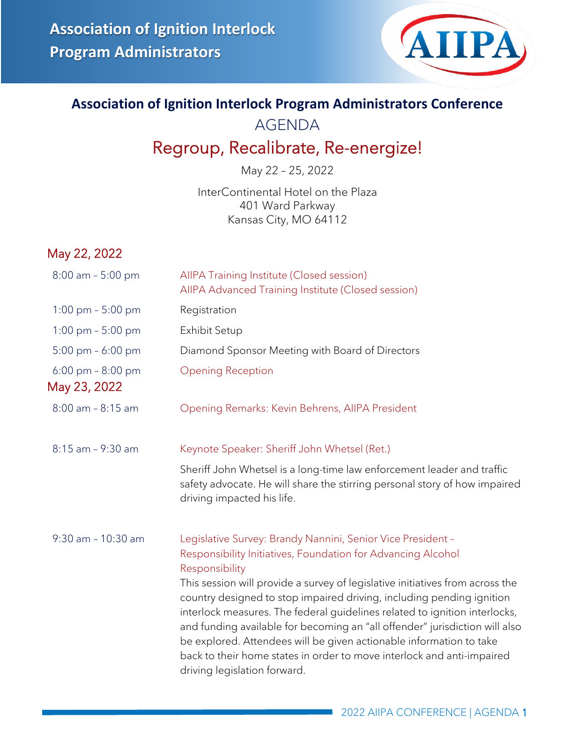**Association of Ignition Interlock Program Administrators**

AIIPA

## Association of Ignition Interlock Program Administrators Conference

# AGENDA

## Regroup, Recalibrate, Re-energize!

May 22 – 25, 2022

InterContinental Hotel on the Plaza
401 Ward Parkway
Kansas City, MO 64112

### May 22, 2022

| | |
|---|---|
| 8:00 am – 5:00 pm | AIIPA Training Institute (Closed session)<br>AIIPA Advanced Training Institute (Closed session) |
| 1:00 pm – 5:00 pm | Registration |
| 1:00 pm – 5:00 pm | Exhibit Setup |
| 5:00 pm – 6:00 pm | Diamond Sponsor Meeting with Board of Directors |
| 6:00 pm – 8:00 pm | Opening Reception |

### May 23, 2022

| | |
|---|---|
| 8:00 am – 8:15 am | Opening Remarks: Kevin Behrens, AIIPA President |
| 8:15 am – 9:30 am | Keynote Speaker: Sheriff John Whetsel (Ret.)<br><br>Sheriff John Whetsel is a long-time law enforcement leader and traffic safety advocate. He will share the stirring personal story of how impaired driving impacted his life. |
| 9:30 am – 10:30 am | Legislative Survey: Brandy Nannini, Senior Vice President – Responsibility Initiatives, Foundation for Advancing Alcohol Responsibility<br>This session will provide a survey of legislative initiatives from across the country designed to stop impaired driving, including pending ignition interlock measures. The federal guidelines related to ignition interlocks, and funding available for becoming an "all offender" jurisdiction will also be explored. Attendees will be given actionable information to take back to their home states in order to move interlock and anti-impaired driving legislation forward. |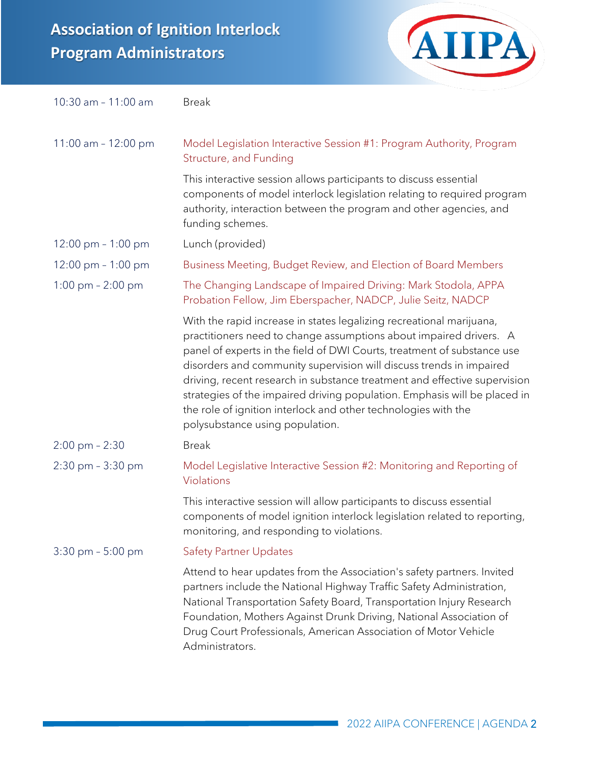| | |
|---|---|
| 10:30 am – 11:00 am | Break |
| 11:00 am – 12:00 pm | Model Legislation Interactive Session #1: Program Authority, Program Structure, and Funding<br><br>This interactive session allows participants to discuss essential components of model interlock legislation relating to required program authority, interaction between the program and other agencies, and funding schemes. |
| 12:00 pm – 1:00 pm | Lunch (provided) |
| 12:00 pm – 1:00 pm | Business Meeting, Budget Review, and Election of Board Members |
| 1:00 pm – 2:00 pm | The Changing Landscape of Impaired Driving: Mark Stodola, APPA Probation Fellow, Jim Eberspacher, NADCP, Julie Seitz, NADCP<br><br>With the rapid increase in states legalizing recreational marijuana, practitioners need to change assumptions about impaired drivers. A panel of experts in the field of DWI Courts, treatment of substance use disorders and community supervision will discuss trends in impaired driving, recent research in substance treatment and effective supervision strategies of the impaired driving population. Emphasis will be placed in the role of ignition interlock and other technologies with the polysubstance using population. |
| 2:00 pm – 2:30 | Break |
| 2:30 pm – 3:30 pm | Model Legislative Interactive Session #2: Monitoring and Reporting of Violations<br><br>This interactive session will allow participants to discuss essential components of model ignition interlock legislation related to reporting, monitoring, and responding to violations. |
| 3:30 pm – 5:00 pm | Safety Partner Updates<br><br>Attend to hear updates from the Association's safety partners. Invited partners include the National Highway Traffic Safety Administration, National Transportation Safety Board, Transportation Injury Research Foundation, Mothers Against Drunk Driving, National Association of Drug Court Professionals, American Association of Motor Vehicle Administrators. |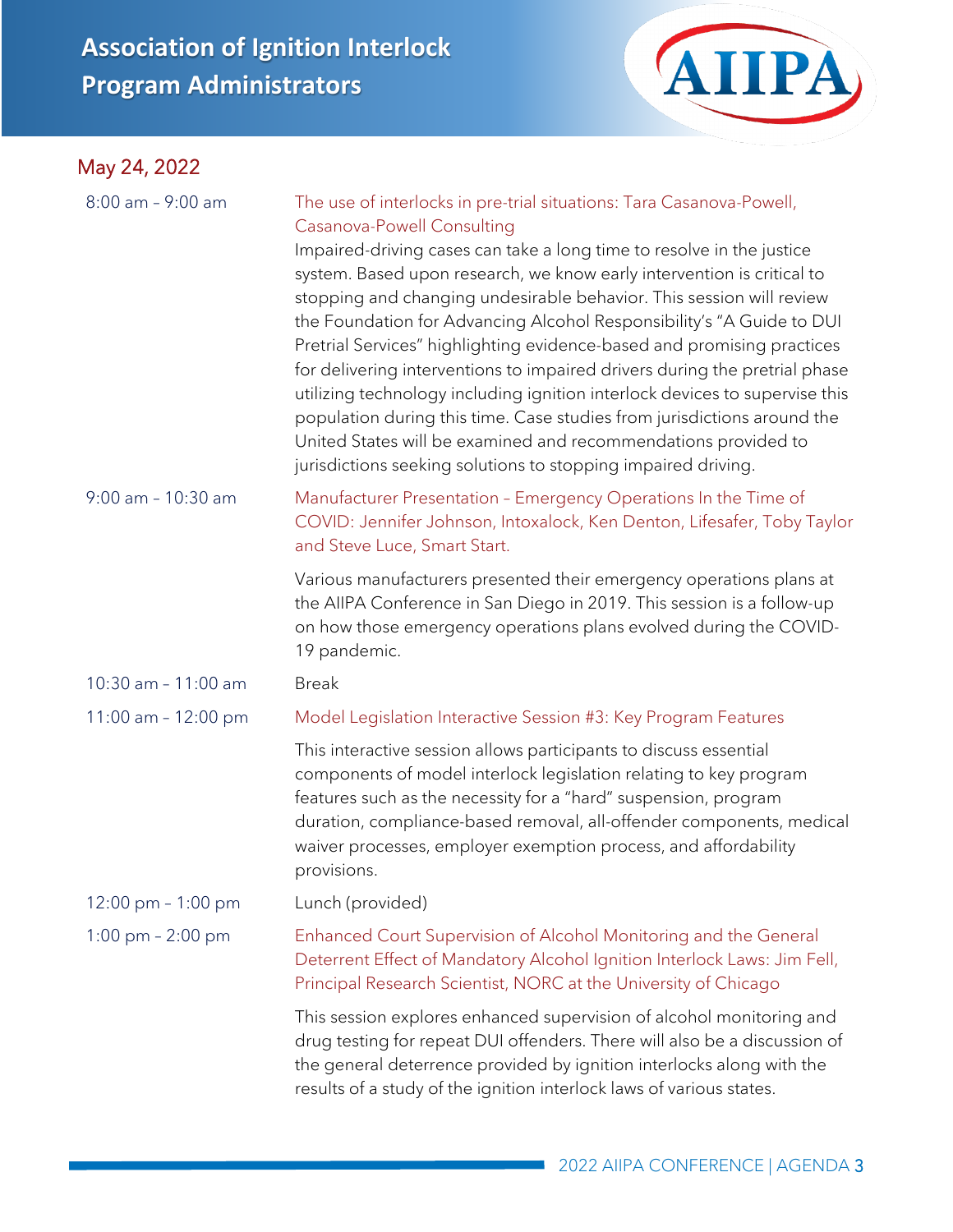## May 24, 2022

| | |
|---|---|
| 8:00 am – 9:00 am | **The use of interlocks in pre-trial situations: Tara Casanova-Powell, Casanova-Powell Consulting**<br>Impaired-driving cases can take a long time to resolve in the justice system. Based upon research, we know early intervention is critical to stopping and changing undesirable behavior. This session will review the Foundation for Advancing Alcohol Responsibility's "A Guide to DUI Pretrial Services" highlighting evidence-based and promising practices for delivering interventions to impaired drivers during the pretrial phase utilizing technology including ignition interlock devices to supervise this population during this time. Case studies from jurisdictions around the United States will be examined and recommendations provided to jurisdictions seeking solutions to stopping impaired driving. |
| 9:00 am – 10:30 am | **Manufacturer Presentation – Emergency Operations In the Time of COVID: Jennifer Johnson, Intoxalock, Ken Denton, Lifesafer, Toby Taylor and Steve Luce, Smart Start.**<br>Various manufacturers presented their emergency operations plans at the AIIPA Conference in San Diego in 2019. This session is a follow-up on how those emergency operations plans evolved during the COVID-19 pandemic. |
| 10:30 am – 11:00 am | Break |
| 11:00 am – 12:00 pm | **Model Legislation Interactive Session #3: Key Program Features**<br>This interactive session allows participants to discuss essential components of model interlock legislation relating to key program features such as the necessity for a "hard" suspension, program duration, compliance-based removal, all-offender components, medical waiver processes, employer exemption process, and affordability provisions. |
| 12:00 pm – 1:00 pm | Lunch (provided) |
| 1:00 pm – 2:00 pm | **Enhanced Court Supervision of Alcohol Monitoring and the General Deterrent Effect of Mandatory Alcohol Ignition Interlock Laws: Jim Fell, Principal Research Scientist, NORC at the University of Chicago**<br>This session explores enhanced supervision of alcohol monitoring and drug testing for repeat DUI offenders. There will also be a discussion of the general deterrence provided by ignition interlocks along with the results of a study of the ignition interlock laws of various states. |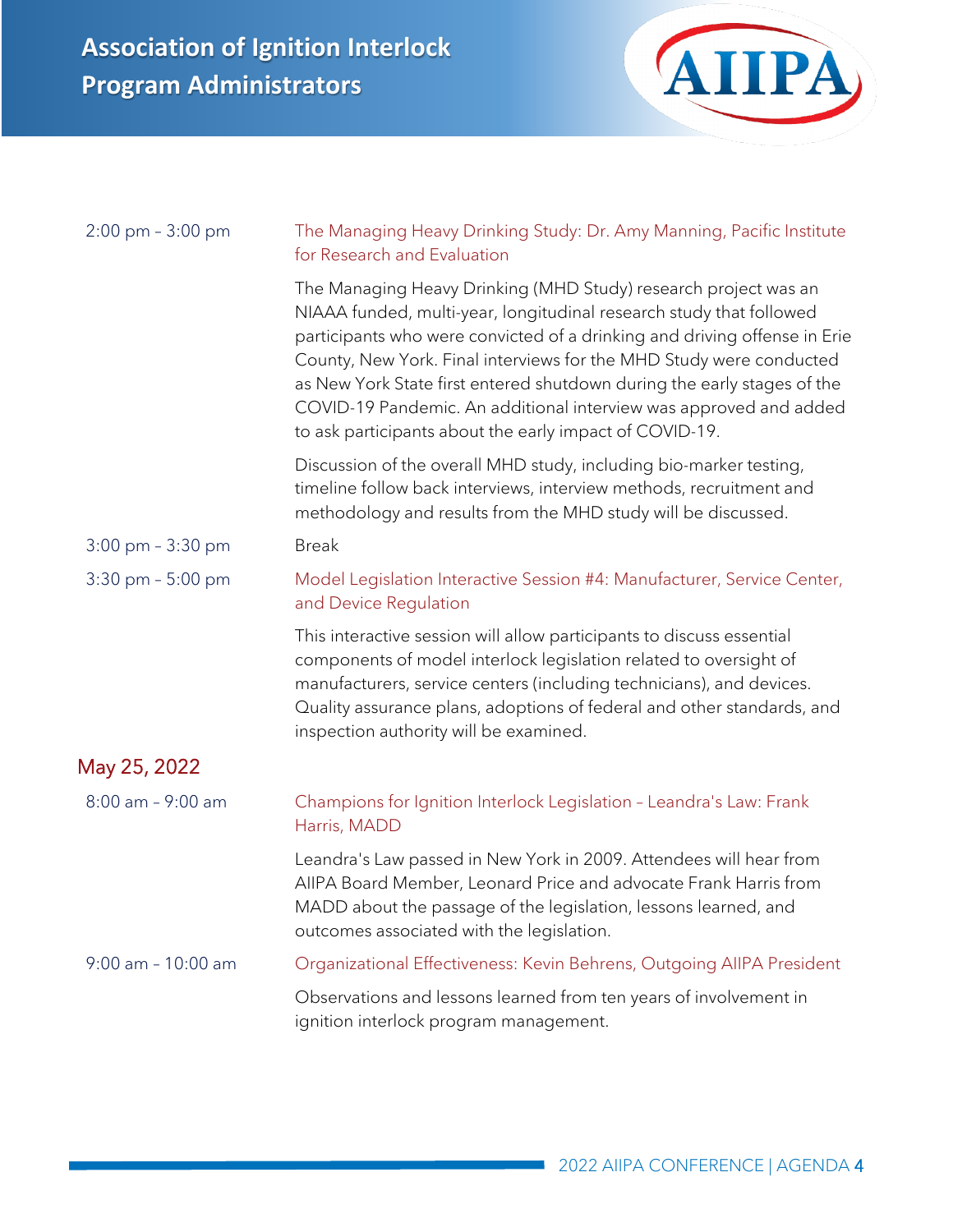| | |
|---|---|
| 2:00 pm – 3:00 pm | The Managing Heavy Drinking Study: Dr. Amy Manning, Pacific Institute for Research and Evaluation |
| | The Managing Heavy Drinking (MHD Study) research project was an NIAAA funded, multi-year, longitudinal research study that followed participants who were convicted of a drinking and driving offense in Erie County, New York. Final interviews for the MHD Study were conducted as New York State first entered shutdown during the early stages of the COVID-19 Pandemic. An additional interview was approved and added to ask participants about the early impact of COVID-19. |
| | Discussion of the overall MHD study, including bio-marker testing, timeline follow back interviews, interview methods, recruitment and methodology and results from the MHD study will be discussed. |
| 3:00 pm – 3:30 pm | Break |
| 3:30 pm – 5:00 pm | Model Legislation Interactive Session #4: Manufacturer, Service Center, and Device Regulation |
| | This interactive session will allow participants to discuss essential components of model interlock legislation related to oversight of manufacturers, service centers (including technicians), and devices. Quality assurance plans, adoptions of federal and other standards, and inspection authority will be examined. |

## May 25, 2022

| | |
|---|---|
| 8:00 am – 9:00 am | Champions for Ignition Interlock Legislation – Leandra's Law: Frank Harris, MADD |
| | Leandra's Law passed in New York in 2009. Attendees will hear from AIIPA Board Member, Leonard Price and advocate Frank Harris from MADD about the passage of the legislation, lessons learned, and outcomes associated with the legislation. |
| 9:00 am – 10:00 am | Organizational Effectiveness: Kevin Behrens, Outgoing AIIPA President |
| | Observations and lessons learned from ten years of involvement in ignition interlock program management. |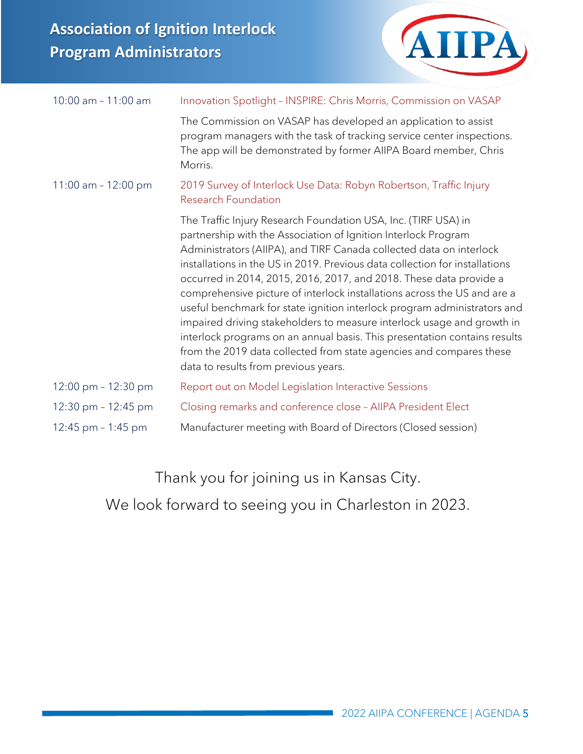| | |
|---|---|
| 10:00 am – 11:00 am | Innovation Spotlight – INSPIRE: Chris Morris, Commission on VASAP |
| | The Commission on VASAP has developed an application to assist program managers with the task of tracking service center inspections. The app will be demonstrated by former AIIPA Board member, Chris Morris. |
| 11:00 am – 12:00 pm | 2019 Survey of Interlock Use Data: Robyn Robertson, Traffic Injury Research Foundation |
| | The Traffic Injury Research Foundation USA, Inc. (TIRF USA) in partnership with the Association of Ignition Interlock Program Administrators (AIIPA), and TIRF Canada collected data on interlock installations in the US in 2019. Previous data collection for installations occurred in 2014, 2015, 2016, 2017, and 2018. These data provide a comprehensive picture of interlock installations across the US and are a useful benchmark for state ignition interlock program administrators and impaired driving stakeholders to measure interlock usage and growth in interlock programs on an annual basis. This presentation contains results from the 2019 data collected from state agencies and compares these data to results from previous years. |
| 12:00 pm – 12:30 pm | Report out on Model Legislation Interactive Sessions |
| 12:30 pm – 12:45 pm | Closing remarks and conference close – AIIPA President Elect |
| 12:45 pm – 1:45 pm | Manufacturer meeting with Board of Directors (Closed session) |

Thank you for joining us in Kansas City.

We look forward to seeing you in Charleston in 2023.